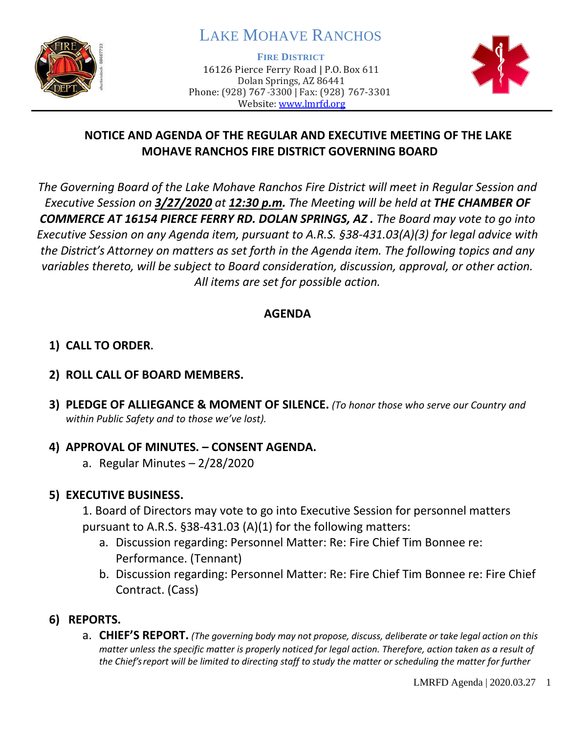# LAKE MOHAVE RANCHOS

**FIRE DISTRICT**
16126 Pierce Ferry Road | P.O. Box 611
Dolan Springs, AZ 86441
Phone: (928) 767-3300 | Fax: (928) 767-3301
Website: www.lmrfd.org

## NOTICE AND AGENDA OF THE REGULAR AND EXECUTIVE MEETING OF THE LAKE MOHAVE RANCHOS FIRE DISTRICT GOVERNING BOARD

*The Governing Board of the Lake Mohave Ranchos Fire District will meet in Regular Session and Executive Session on **3/27/2020** at **12:30 p.m.** The Meeting will be held at **THE CHAMBER OF COMMERCE AT 16154 PIERCE FERRY RD. DOLAN SPRINGS, AZ .** The Board may vote to go into Executive Session on any Agenda item, pursuant to A.R.S. §38-431.03(A)(3) for legal advice with the District's Attorney on matters as set forth in the Agenda item. The following topics and any variables thereto, will be subject to Board consideration, discussion, approval, or other action. All items are set for possible action.*

## AGENDA

1) **CALL TO ORDER.**

2) **ROLL CALL OF BOARD MEMBERS.**

3) **PLEDGE OF ALLIEGANCE & MOMENT OF SILENCE.** *(To honor those who serve our Country and within Public Safety and to those we've lost).*

4) **APPROVAL OF MINUTES. – CONSENT AGENDA.**
   a. Regular Minutes – 2/28/2020

5) **EXECUTIVE BUSINESS.**

   1. Board of Directors may vote to go into Executive Session for personnel matters pursuant to A.R.S. §38-431.03 (A)(1) for the following matters:
      a. Discussion regarding: Personnel Matter: Re: Fire Chief Tim Bonnee re: Performance. (Tennant)
      b. Discussion regarding: Personnel Matter: Re: Fire Chief Tim Bonnee re: Fire Chief Contract. (Cass)

6) **REPORTS.**
   a. **CHIEF'S REPORT.** *(The governing body may not propose, discuss, deliberate or take legal action on this matter unless the specific matter is properly noticed for legal action. Therefore, action taken as a result of the Chief's report will be limited to directing staff to study the matter or scheduling the matter for further*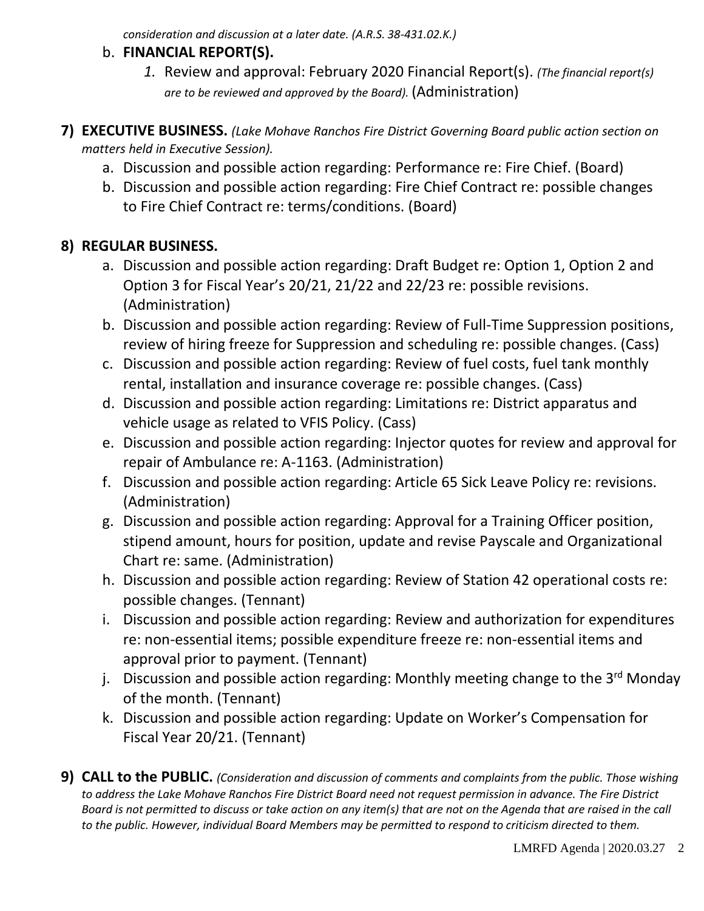*consideration and discussion at a later date. (A.R.S. 38-431.02.K.)*

b. **FINANCIAL REPORT(S).**

   1. Review and approval: February 2020 Financial Report(s). *(The financial report(s) are to be reviewed and approved by the Board).* (Administration)

**7) EXECUTIVE BUSINESS.** *(Lake Mohave Ranchos Fire District Governing Board public action section on matters held in Executive Session).*

a. Discussion and possible action regarding: Performance re: Fire Chief. (Board)

b. Discussion and possible action regarding: Fire Chief Contract re: possible changes to Fire Chief Contract re: terms/conditions. (Board)

**8) REGULAR BUSINESS.**

a. Discussion and possible action regarding: Draft Budget re: Option 1, Option 2 and Option 3 for Fiscal Year's 20/21, 21/22 and 22/23 re: possible revisions. (Administration)

b. Discussion and possible action regarding: Review of Full-Time Suppression positions, review of hiring freeze for Suppression and scheduling re: possible changes. (Cass)

c. Discussion and possible action regarding: Review of fuel costs, fuel tank monthly rental, installation and insurance coverage re: possible changes. (Cass)

d. Discussion and possible action regarding: Limitations re: District apparatus and vehicle usage as related to VFIS Policy. (Cass)

e. Discussion and possible action regarding: Injector quotes for review and approval for repair of Ambulance re: A-1163. (Administration)

f. Discussion and possible action regarding: Article 65 Sick Leave Policy re: revisions. (Administration)

g. Discussion and possible action regarding: Approval for a Training Officer position, stipend amount, hours for position, update and revise Payscale and Organizational Chart re: same. (Administration)

h. Discussion and possible action regarding: Review of Station 42 operational costs re: possible changes. (Tennant)

i. Discussion and possible action regarding: Review and authorization for expenditures re: non-essential items; possible expenditure freeze re: non-essential items and approval prior to payment. (Tennant)

j. Discussion and possible action regarding: Monthly meeting change to the 3rd Monday of the month. (Tennant)

k. Discussion and possible action regarding: Update on Worker's Compensation for Fiscal Year 20/21. (Tennant)

**9) CALL to the PUBLIC.** *(Consideration and discussion of comments and complaints from the public. Those wishing to address the Lake Mohave Ranchos Fire District Board need not request permission in advance. The Fire District Board is not permitted to discuss or take action on any item(s) that are not on the Agenda that are raised in the call to the public. However, individual Board Members may be permitted to respond to criticism directed to them.*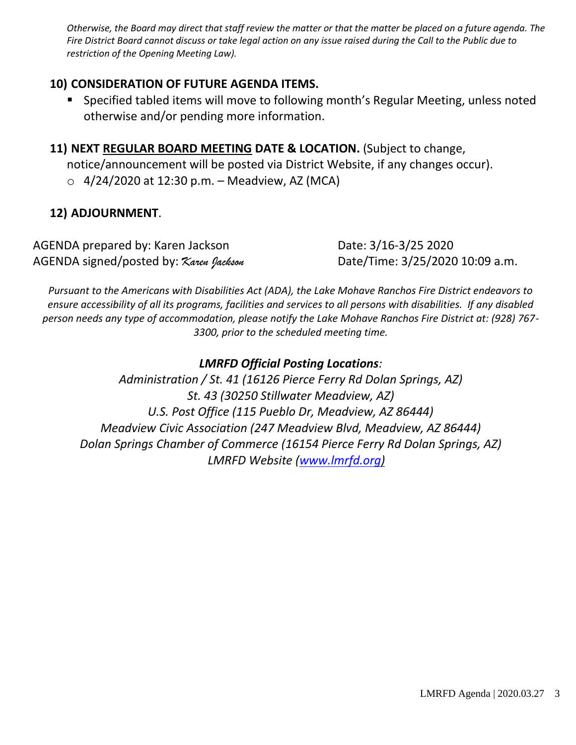*Otherwise, the Board may direct that staff review the matter or that the matter be placed on a future agenda. The Fire District Board cannot discuss or take legal action on any issue raised during the Call to the Public due to restriction of the Opening Meeting Law).*

**10) CONSIDERATION OF FUTURE AGENDA ITEMS.**

- Specified tabled items will move to following month's Regular Meeting, unless noted otherwise and/or pending more information.

**11) NEXT <u>REGULAR BOARD MEETING</u> DATE & LOCATION.** (Subject to change, notice/announcement will be posted via District Website, if any changes occur).

- 4/24/2020 at 12:30 p.m. – Meadview, AZ (MCA)

**12) ADJOURNMENT**.

AGENDA prepared by: Karen Jackson — Date: 3/16-3/25 2020
AGENDA signed/posted by: *Karen Jackson* — Date/Time: 3/25/2020 10:09 a.m.

*Pursuant to the Americans with Disabilities Act (ADA), the Lake Mohave Ranchos Fire District endeavors to ensure accessibility of all its programs, facilities and services to all persons with disabilities. If any disabled person needs any type of accommodation, please notify the Lake Mohave Ranchos Fire District at: (928) 767-3300, prior to the scheduled meeting time.*

***LMRFD Official Posting Locations**:*

*Administration / St. 41 (16126 Pierce Ferry Rd Dolan Springs, AZ)*
*St. 43 (30250 Stillwater Meadview, AZ)*
*U.S. Post Office (115 Pueblo Dr, Meadview, AZ 86444)*
*Meadview Civic Association (247 Meadview Blvd, Meadview, AZ 86444)*
*Dolan Springs Chamber of Commerce (16154 Pierce Ferry Rd Dolan Springs, AZ)*
*LMRFD Website (www.lmrfd.org)*